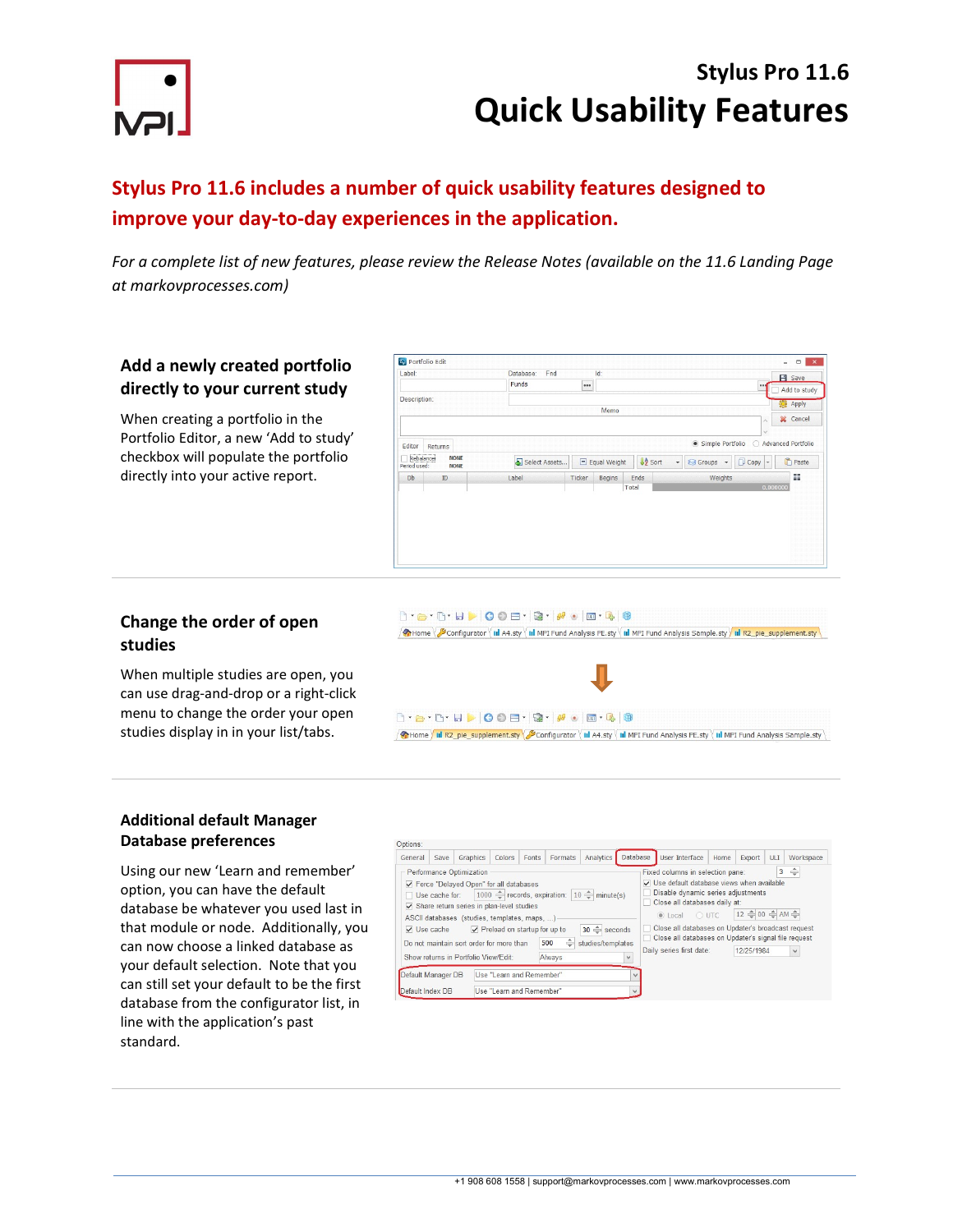# Stylus Pro 11.6

# Quick Usability Features

## Stylus Pro 11.6 includes a number of quick usability features designed to improve your day-to-day experiences in the application.

*For a complete list of new features, please review the Release Notes (available on the 11.6 Landing Page at markovprocesses.com)*

### Add a newly created portfolio directly to your current study

When creating a portfolio in the Portfolio Editor, a new 'Add to study' checkbox will populate the portfolio directly into your active report.

### Change the order of open studies

When multiple studies are open, you can use drag-and-drop or a right-click menu to change the order your open studies display in in your list/tabs.

### Additional default Manager Database preferences

Using our new 'Learn and remember' option, you can have the default database be whatever you used last in that module or node. Additionally, you can now choose a linked database as your default selection. Note that you can still set your default to be the first database from the configurator list, in line with the application's past standard.

+1 908 608 1558 | support@markovprocesses.com | www.markovprocesses.com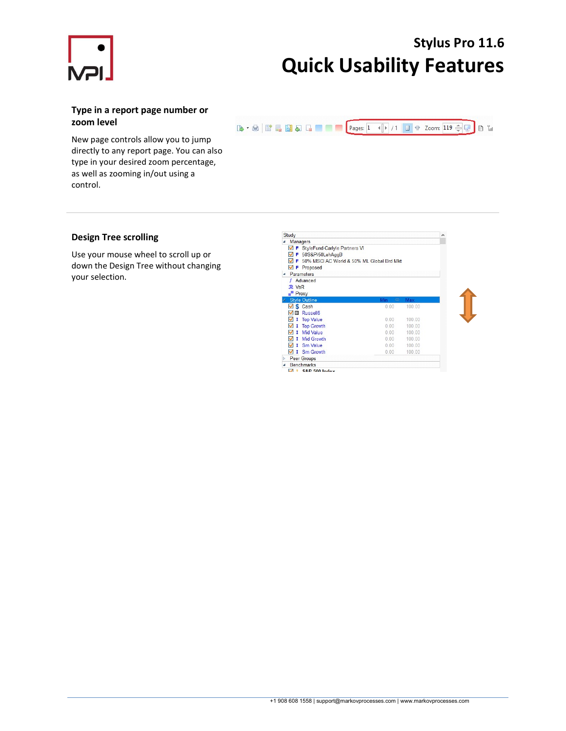Stylus Pro 11.6

# Quick Usability Features

### Type in a report page number or zoom level

New page controls allow you to jump directly to any report page. You can also type in your desired zoom percentage, as well as zooming in/out using a control.

### Design Tree scrolling

Use your mouse wheel to scroll up or down the Design Tree without changing your selection.

+1 908 608 1558 | support@markovprocesses.com | www.markovprocesses.com